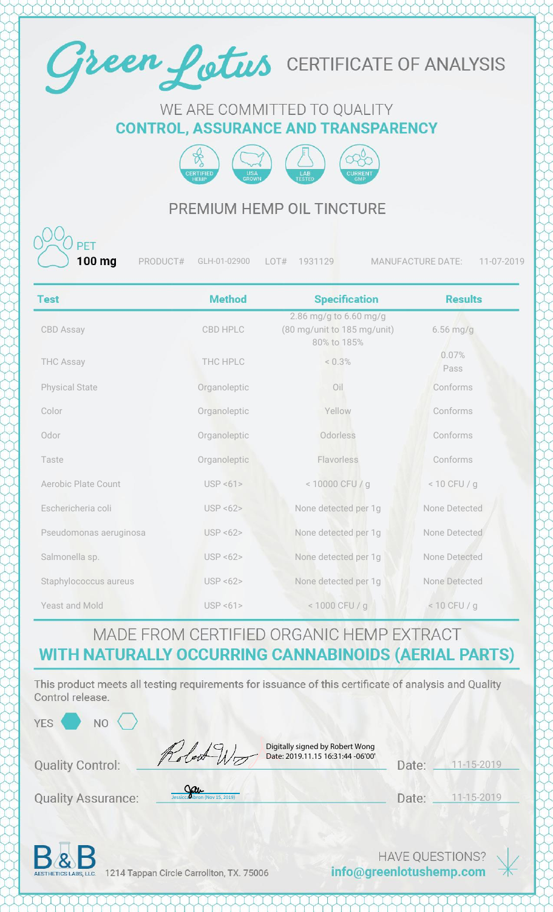# Green Lotus CERTIFICATE OF ANALYSIS

WE ARE COMMITTED TO QUALITY
**CONTROL, ASSURANCE AND TRANSPARENCY**

CERTIFIED HEMP | USA GROWN | LAB TESTED | CURRENT GMP

## PREMIUM HEMP OIL TINCTURE

PET
**100 mg**

PRODUCT# GLH-01-02900 LOT# 1931129 MANUFACTURE DATE: 11-07-2019

| Test | Method | Specification | Results |
|---|---|---|---|
| CBD Assay | CBD HPLC | 2.86 mg/g to 6.60 mg/g (80 mg/unit to 185 mg/unit) 80% to 185% | 6.56 mg/g |
| THC Assay | THC HPLC | < 0.3% | 0.07% Pass |
| Physical State | Organoleptic | Oil | Conforms |
| Color | Organoleptic | Yellow | Conforms |
| Odor | Organoleptic | Odorless | Conforms |
| Taste | Organoleptic | Flavorless | Conforms |
| Aerobic Plate Count | USP <61> | < 10000 CFU / g | < 10 CFU / g |
| Eschericheria coli | USP <62> | None detected per 1g | None Detected |
| Pseudomonas aeruginosa | USP <62> | None detected per 1g | None Detected |
| Salmonella sp. | USP <62> | None detected per 1g | None Detected |
| Staphylococcus aureus | USP <62> | None detected per 1g | None Detected |
| Yeast and Mold | USP <61> | < 1000 CFU / g | < 10 CFU / g |

MADE FROM CERTIFIED ORGANIC HEMP EXTRACT
**WITH NATURALLY OCCURRING CANNABINOIDS (AERIAL PARTS)**

This product meets all testing requirements for issuance of this certificate of analysis and Quality Control release.

YES ⬢ NO ⬡

Quality Control: Digitally signed by Robert Wong Date: 2019.11.15 16:31:44 -06'00' Date: 11-15-2019

Quality Assurance: Jessica Obron (Nov 15, 2019) Date: 11-15-2019

B&B AESTHETICS LABS, LLC. 1214 Tappan Circle Carrollton, TX. 75006

HAVE QUESTIONS?
**info@greenlotushemp.com**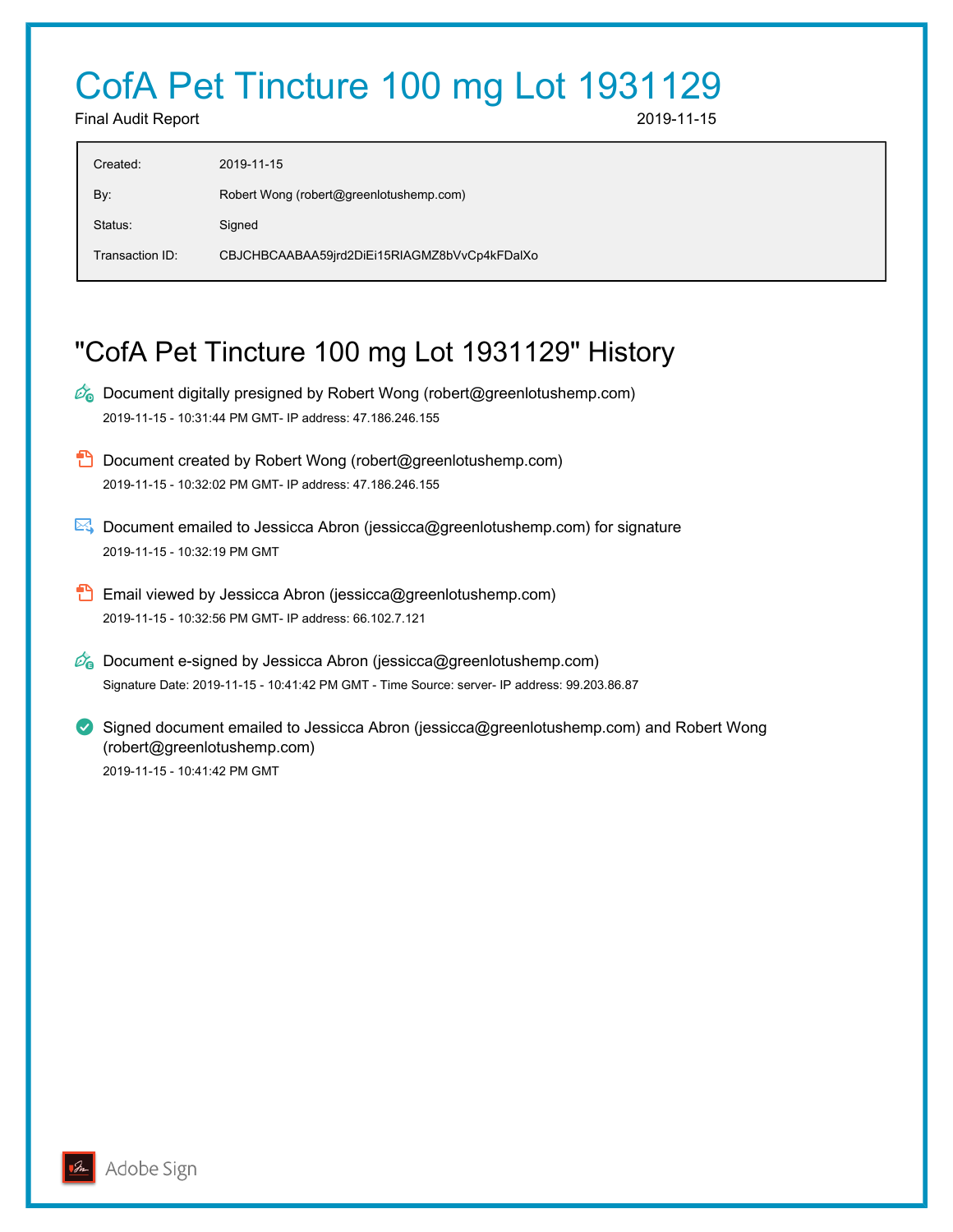# CofA Pet Tincture 100 mg Lot 1931129

Final Audit Report 2019-11-15

| | |
|---|---|
| Created: | 2019-11-15 |
| By: | Robert Wong (robert@greenlotushemp.com) |
| Status: | Signed |
| Transaction ID: | CBJCHBCAABAA59jrd2DiEi15RIAGMZ8bVvCp4kFDalXo |

## "CofA Pet Tincture 100 mg Lot 1931129" History

- Document digitally presigned by Robert Wong (robert@greenlotushemp.com)
  2019-11-15 - 10:31:44 PM GMT- IP address: 47.186.246.155

- Document created by Robert Wong (robert@greenlotushemp.com)
  2019-11-15 - 10:32:02 PM GMT- IP address: 47.186.246.155

- Document emailed to Jessicca Abron (jessicca@greenlotushemp.com) for signature
  2019-11-15 - 10:32:19 PM GMT

- Email viewed by Jessicca Abron (jessicca@greenlotushemp.com)
  2019-11-15 - 10:32:56 PM GMT- IP address: 66.102.7.121

- Document e-signed by Jessicca Abron (jessicca@greenlotushemp.com)
  Signature Date: 2019-11-15 - 10:41:42 PM GMT - Time Source: server- IP address: 99.203.86.87

- Signed document emailed to Jessicca Abron (jessicca@greenlotushemp.com) and Robert Wong (robert@greenlotushemp.com)
  2019-11-15 - 10:41:42 PM GMT

Adobe Sign